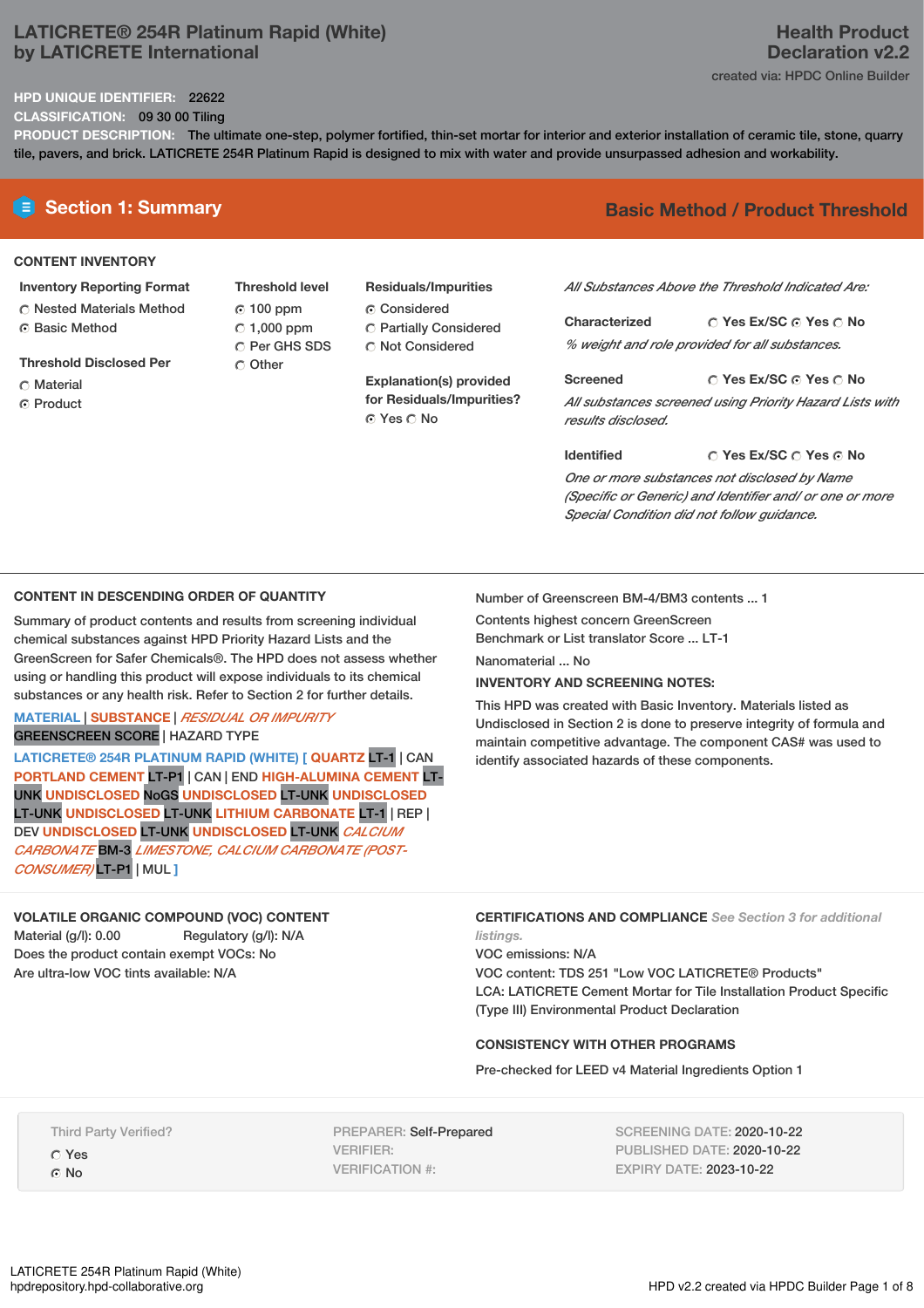# LATICRETE® 254R Platinum Rapid (White) by LATICRETE International

**Health Product Declaration v2.2**

created via: HPDC Online Builder

**HPD UNIQUE IDENTIFIER:** 22622

**CLASSIFICATION:** 09 30 00 Tiling

**PRODUCT DESCRIPTION:** The ultimate one-step, polymer fortified, thin-set mortar for interior and exterior installation of ceramic tile, stone, quarry tile, pavers, and brick. LATICRETE 254R Platinum Rapid is designed to mix with water and provide unsurpassed adhesion and workability.

## Section 1: Summary

**Basic Method / Product Threshold**

### CONTENT INVENTORY

**Inventory Reporting Format**
- ○ Nested Materials Method
- ◉ Basic Method

**Threshold Disclosed Per**
- ○ Material
- ◉ Product

**Threshold level**
- ◉ 100 ppm
- ○ 1,000 ppm
- ○ Per GHS SDS
- ○ Other

**Residuals/Impurities**
- ◉ Considered
- ○ Partially Considered
- ○ Not Considered

**Explanation(s) provided for Residuals/Impurities?**
◉ Yes ○ No

*All Substances Above the Threshold Indicated Are:*

**Characterized** ○ Yes Ex/SC ◉ Yes ○ No
*% weight and role provided for all substances.*

**Screened** ○ Yes Ex/SC ◉ Yes ○ No
*All substances screened using Priority Hazard Lists with results disclosed.*

**Identified** ○ Yes Ex/SC ○ Yes ◉ No
*One or more substances not disclosed by Name (Specific or Generic) and Identifier and/ or one or more Special Condition did not follow guidance.*

### CONTENT IN DESCENDING ORDER OF QUANTITY

Summary of product contents and results from screening individual chemical substances against HPD Priority Hazard Lists and the GreenScreen for Safer Chemicals®. The HPD does not assess whether using or handling this product will expose individuals to its chemical substances or any health risk. Refer to Section 2 for further details.

MATERIAL | SUBSTANCE | *RESIDUAL OR IMPURITY*
GREENSCREEN SCORE | HAZARD TYPE

LATICRETE® 254R PLATINUM RAPID (WHITE) [ QUARTZ LT-1 | CAN PORTLAND CEMENT LT-P1 | CAN | END HIGH-ALUMINA CEMENT LT-UNK UNDISCLOSED NoGS UNDISCLOSED LT-UNK UNDISCLOSED LT-UNK UNDISCLOSED LT-UNK LITHIUM CARBONATE LT-1 | REP | DEV UNDISCLOSED LT-UNK UNDISCLOSED LT-UNK *CALCIUM CARBONATE* BM-3 *LIMESTONE, CALCIUM CARBONATE (POST-CONSUMER)* LT-P1 | MUL ]

Number of Greenscreen BM-4/BM3 contents ... 1

Contents highest concern GreenScreen Benchmark or List translator Score ... LT-1

Nanomaterial ... No

**INVENTORY AND SCREENING NOTES:**

This HPD was created with Basic Inventory. Materials listed as Undisclosed in Section 2 is done to preserve integrity of formula and maintain competitive advantage. The component CAS# was used to identify associated hazards of these components.

### VOLATILE ORGANIC COMPOUND (VOC) CONTENT

Material (g/l): 0.00 Regulatory (g/l): N/A
Does the product contain exempt VOCs: No
Are ultra-low VOC tints available: N/A

### CERTIFICATIONS AND COMPLIANCE

*See Section 3 for additional listings.*

VOC emissions: N/A
VOC content: TDS 251 "Low VOC LATICRETE® Products"
LCA: LATICRETE Cement Mortar for Tile Installation Product Specific (Type III) Environmental Product Declaration

### CONSISTENCY WITH OTHER PROGRAMS

Pre-checked for LEED v4 Material Ingredients Option 1

Third Party Verified?
- ○ Yes
- ◉ No

PREPARER: Self-Prepared
VERIFIER:
VERIFICATION #:

SCREENING DATE: 2020-10-22
PUBLISHED DATE: 2020-10-22
EXPIRY DATE: 2023-10-22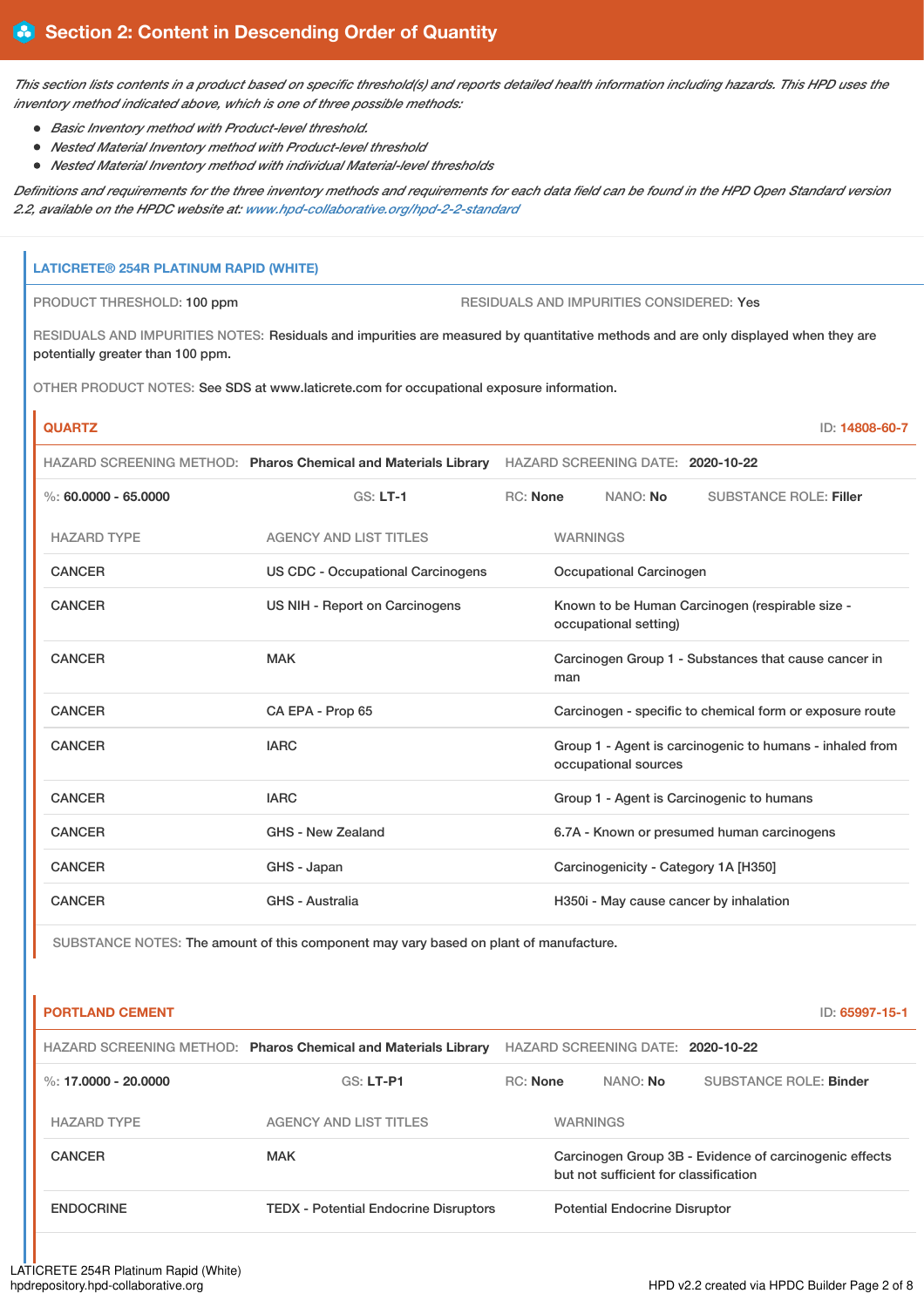## Section 2: Content in Descending Order of Quantity

*This section lists contents in a product based on specific threshold(s) and reports detailed health information including hazards. This HPD uses the inventory method indicated above, which is one of three possible methods:*

- *Basic Inventory method with Product-level threshold.*
- *Nested Material Inventory method with Product-level threshold*
- *Nested Material Inventory method with individual Material-level thresholds*

*Definitions and requirements for the three inventory methods and requirements for each data field can be found in the HPD Open Standard version 2.2, available on the HPDC website at: www.hpd-collaborative.org/hpd-2-2-standard*

### LATICRETE® 254R PLATINUM RAPID (WHITE)

PRODUCT THRESHOLD: **100 ppm**

RESIDUALS AND IMPURITIES CONSIDERED: **Yes**

RESIDUALS AND IMPURITIES NOTES: Residuals and impurities are measured by quantitative methods and are only displayed when they are potentially greater than 100 ppm.

OTHER PRODUCT NOTES: See SDS at www.laticrete.com for occupational exposure information.

#### QUARTZ

ID: **14808-60-7**

HAZARD SCREENING METHOD: **Pharos Chemical and Materials Library** HAZARD SCREENING DATE: **2020-10-22**

%: **60.0000 - 65.0000** GS: **LT-1** RC: **None** NANO: **No** SUBSTANCE ROLE: **Filler**

| HAZARD TYPE | AGENCY AND LIST TITLES | WARNINGS |
|---|---|---|
| CANCER | US CDC - Occupational Carcinogens | Occupational Carcinogen |
| CANCER | US NIH - Report on Carcinogens | Known to be Human Carcinogen (respirable size - occupational setting) |
| CANCER | MAK | Carcinogen Group 1 - Substances that cause cancer in man |
| CANCER | CA EPA - Prop 65 | Carcinogen - specific to chemical form or exposure route |
| CANCER | IARC | Group 1 - Agent is carcinogenic to humans - inhaled from occupational sources |
| CANCER | IARC | Group 1 - Agent is Carcinogenic to humans |
| CANCER | GHS - New Zealand | 6.7A - Known or presumed human carcinogens |
| CANCER | GHS - Japan | Carcinogenicity - Category 1A [H350] |
| CANCER | GHS - Australia | H350i - May cause cancer by inhalation |

SUBSTANCE NOTES: The amount of this component may vary based on plant of manufacture.

#### PORTLAND CEMENT

ID: **65997-15-1**

HAZARD SCREENING METHOD: **Pharos Chemical and Materials Library** HAZARD SCREENING DATE: **2020-10-22**

%: **17.0000 - 20.0000** GS: **LT-P1** RC: **None** NANO: **No** SUBSTANCE ROLE: **Binder**

| HAZARD TYPE | AGENCY AND LIST TITLES | WARNINGS |
|---|---|---|
| CANCER | MAK | Carcinogen Group 3B - Evidence of carcinogenic effects but not sufficient for classification |
| ENDOCRINE | TEDX - Potential Endocrine Disruptors | Potential Endocrine Disruptor |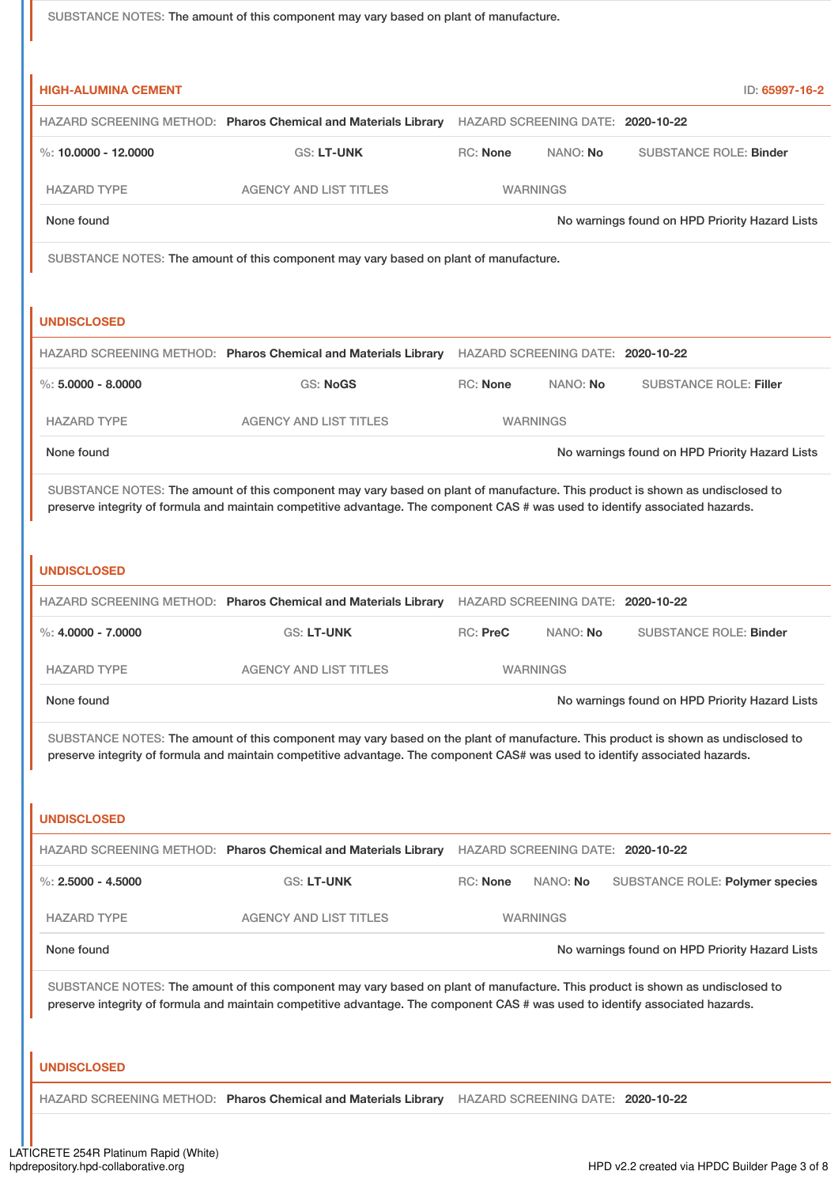SUBSTANCE NOTES: The amount of this component may vary based on plant of manufacture.

### HIGH-ALUMINA CEMENT

ID: 65997-16-2

HAZARD SCREENING METHOD: **Pharos Chemical and Materials Library** HAZARD SCREENING DATE: **2020-10-22**

%: **10.0000 - 12.0000** GS: **LT-UNK** RC: **None** NANO: **No** SUBSTANCE ROLE: **Binder**

| HAZARD TYPE | AGENCY AND LIST TITLES | WARNINGS |
| --- | --- | --- |
| None found | | No warnings found on HPD Priority Hazard Lists |

SUBSTANCE NOTES: The amount of this component may vary based on plant of manufacture.

### UNDISCLOSED

HAZARD SCREENING METHOD: **Pharos Chemical and Materials Library** HAZARD SCREENING DATE: **2020-10-22**

%: **5.0000 - 8.0000** GS: **NoGS** RC: **None** NANO: **No** SUBSTANCE ROLE: **Filler**

| HAZARD TYPE | AGENCY AND LIST TITLES | WARNINGS |
| --- | --- | --- |
| None found | | No warnings found on HPD Priority Hazard Lists |

SUBSTANCE NOTES: The amount of this component may vary based on plant of manufacture. This product is shown as undisclosed to preserve integrity of formula and maintain competitive advantage. The component CAS # was used to identify associated hazards.

### UNDISCLOSED

HAZARD SCREENING METHOD: **Pharos Chemical and Materials Library** HAZARD SCREENING DATE: **2020-10-22**

%: **4.0000 - 7.0000** GS: **LT-UNK** RC: **PreC** NANO: **No** SUBSTANCE ROLE: **Binder**

| HAZARD TYPE | AGENCY AND LIST TITLES | WARNINGS |
| --- | --- | --- |
| None found | | No warnings found on HPD Priority Hazard Lists |

SUBSTANCE NOTES: The amount of this component may vary based on the plant of manufacture. This product is shown as undisclosed to preserve integrity of formula and maintain competitive advantage. The component CAS# was used to identify associated hazards.

### UNDISCLOSED

HAZARD SCREENING METHOD: **Pharos Chemical and Materials Library** HAZARD SCREENING DATE: **2020-10-22**

%: **2.5000 - 4.5000** GS: **LT-UNK** RC: **None** NANO: **No** SUBSTANCE ROLE: **Polymer species**

| HAZARD TYPE | AGENCY AND LIST TITLES | WARNINGS |
| --- | --- | --- |
| None found | | No warnings found on HPD Priority Hazard Lists |

SUBSTANCE NOTES: The amount of this component may vary based on plant of manufacture. This product is shown as undisclosed to preserve integrity of formula and maintain competitive advantage. The component CAS # was used to identify associated hazards.

### UNDISCLOSED

HAZARD SCREENING METHOD: **Pharos Chemical and Materials Library** HAZARD SCREENING DATE: **2020-10-22**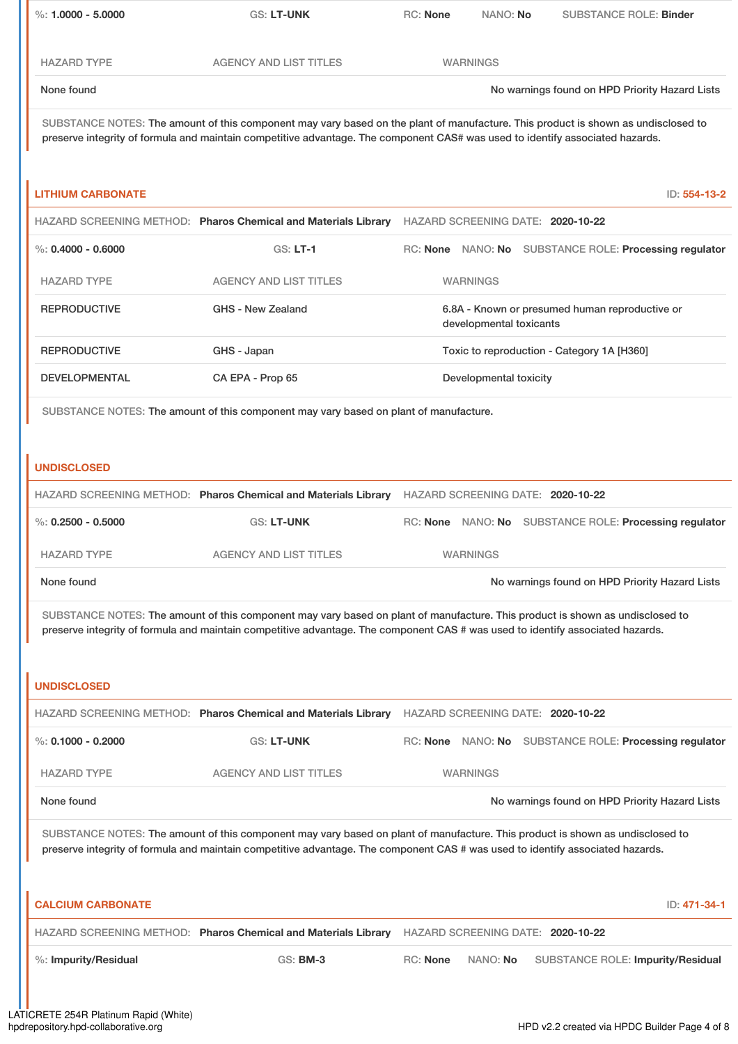%: **1.0000 - 5.0000** GS: **LT-UNK** RC: **None** NANO: **No** SUBSTANCE ROLE: **Binder**

| HAZARD TYPE | AGENCY AND LIST TITLES | WARNINGS |
| --- | --- | --- |
| None found | | No warnings found on HPD Priority Hazard Lists |

SUBSTANCE NOTES: The amount of this component may vary based on the plant of manufacture. This product is shown as undisclosed to preserve integrity of formula and maintain competitive advantage. The component CAS# was used to identify associated hazards.

## LITHIUM CARBONATE

ID: **554-13-2**

HAZARD SCREENING METHOD: **Pharos Chemical and Materials Library** HAZARD SCREENING DATE: **2020-10-22**

%: **0.4000 - 0.6000** GS: **LT-1** RC: **None** NANO: **No** SUBSTANCE ROLE: **Processing regulator**

| HAZARD TYPE | AGENCY AND LIST TITLES | WARNINGS |
| --- | --- | --- |
| REPRODUCTIVE | GHS - New Zealand | 6.8A - Known or presumed human reproductive or developmental toxicants |
| REPRODUCTIVE | GHS - Japan | Toxic to reproduction - Category 1A [H360] |
| DEVELOPMENTAL | CA EPA - Prop 65 | Developmental toxicity |

SUBSTANCE NOTES: The amount of this component may vary based on plant of manufacture.

## UNDISCLOSED

HAZARD SCREENING METHOD: **Pharos Chemical and Materials Library** HAZARD SCREENING DATE: **2020-10-22**

%: **0.2500 - 0.5000** GS: **LT-UNK** RC: **None** NANO: **No** SUBSTANCE ROLE: **Processing regulator**

| HAZARD TYPE | AGENCY AND LIST TITLES | WARNINGS |
| --- | --- | --- |
| None found | | No warnings found on HPD Priority Hazard Lists |

SUBSTANCE NOTES: The amount of this component may vary based on plant of manufacture. This product is shown as undisclosed to preserve integrity of formula and maintain competitive advantage. The component CAS # was used to identify associated hazards.

## UNDISCLOSED

HAZARD SCREENING METHOD: **Pharos Chemical and Materials Library** HAZARD SCREENING DATE: **2020-10-22**

%: **0.1000 - 0.2000** GS: **LT-UNK** RC: **None** NANO: **No** SUBSTANCE ROLE: **Processing regulator**

| HAZARD TYPE | AGENCY AND LIST TITLES | WARNINGS |
| --- | --- | --- |
| None found | | No warnings found on HPD Priority Hazard Lists |

SUBSTANCE NOTES: The amount of this component may vary based on plant of manufacture. This product is shown as undisclosed to preserve integrity of formula and maintain competitive advantage. The component CAS # was used to identify associated hazards.

## CALCIUM CARBONATE

ID: **471-34-1**

HAZARD SCREENING METHOD: **Pharos Chemical and Materials Library** HAZARD SCREENING DATE: **2020-10-22**

%: **Impurity/Residual** GS: **BM-3** RC: **None** NANO: **No** SUBSTANCE ROLE: **Impurity/Residual**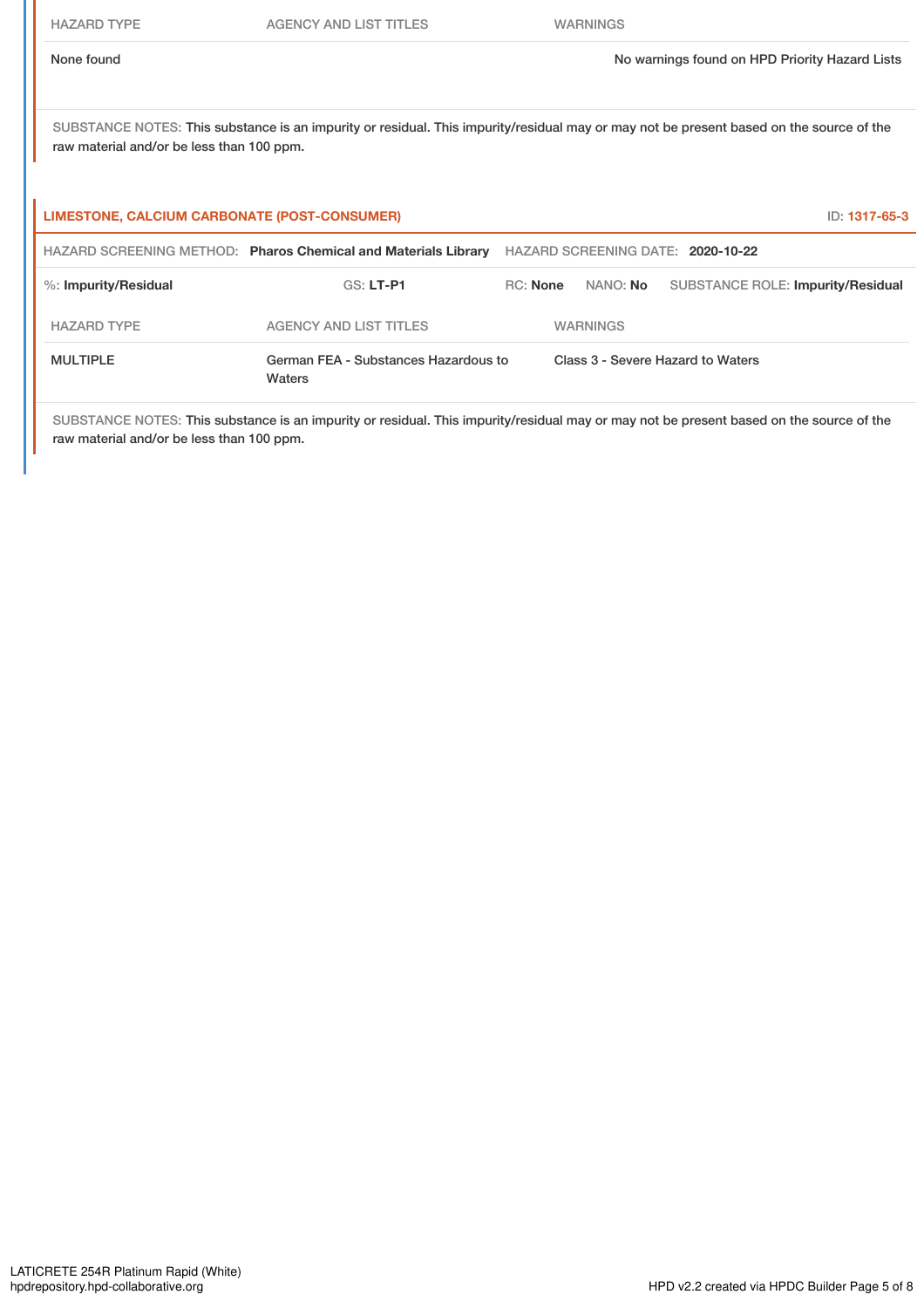| HAZARD TYPE | AGENCY AND LIST TITLES | WARNINGS |
| --- | --- | --- |
| None found | | No warnings found on HPD Priority Hazard Lists |

SUBSTANCE NOTES: This substance is an impurity or residual. This impurity/residual may or may not be present based on the source of the raw material and/or be less than 100 ppm.

## LIMESTONE, CALCIUM CARBONATE (POST-CONSUMER)

ID: 1317-65-3

HAZARD SCREENING METHOD: **Pharos Chemical and Materials Library** HAZARD SCREENING DATE: **2020-10-22**

%: **Impurity/Residual** GS: **LT-P1** RC: **None** NANO: **No** SUBSTANCE ROLE: **Impurity/Residual**

| HAZARD TYPE | AGENCY AND LIST TITLES | WARNINGS |
| --- | --- | --- |
| MULTIPLE | German FEA - Substances Hazardous to Waters | Class 3 - Severe Hazard to Waters |

SUBSTANCE NOTES: This substance is an impurity or residual. This impurity/residual may or may not be present based on the source of the raw material and/or be less than 100 ppm.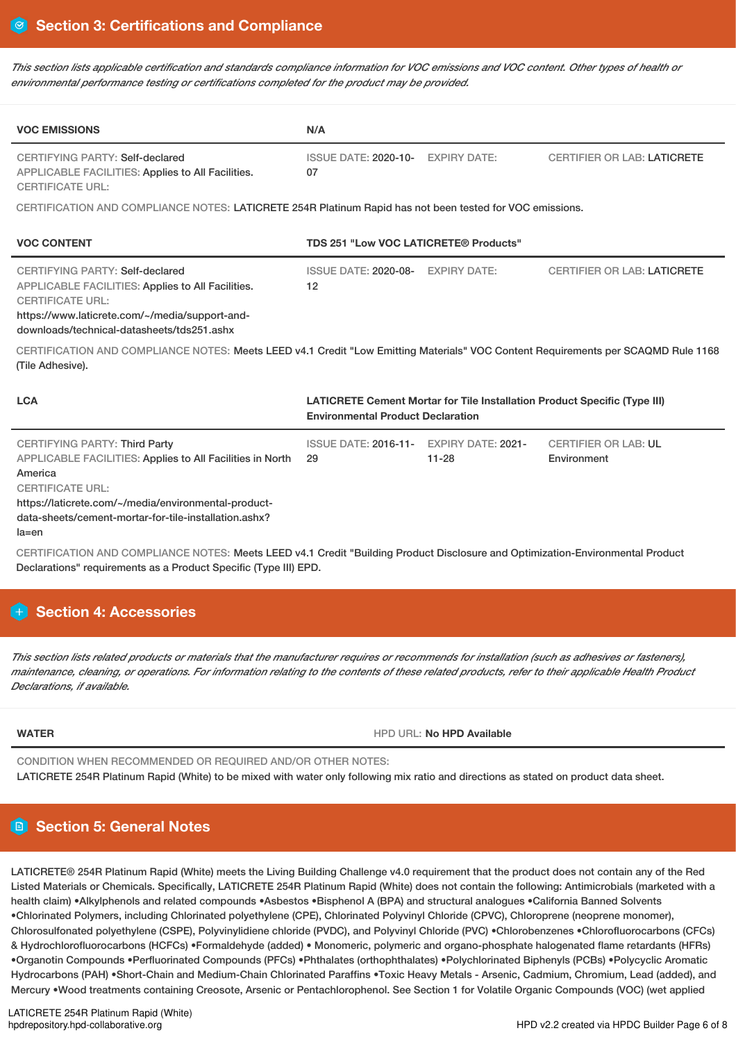## Section 3: Certifications and Compliance

*This section lists applicable certification and standards compliance information for VOC emissions and VOC content. Other types of health or environmental performance testing or certifications completed for the product may be provided.*

| VOC EMISSIONS | N/A | | |
|---|---|---|---|
| CERTIFYING PARTY: Self-declared<br>APPLICABLE FACILITIES: Applies to All Facilities.<br>CERTIFICATE URL: | ISSUE DATE: 2020-10-07 | EXPIRY DATE: | CERTIFIER OR LAB: LATICRETE |

CERTIFICATION AND COMPLIANCE NOTES: LATICRETE 254R Platinum Rapid has not been tested for VOC emissions.

| VOC CONTENT | TDS 251 "Low VOC LATICRETE® Products" | | |
|---|---|---|---|
| CERTIFYING PARTY: Self-declared<br>APPLICABLE FACILITIES: Applies to All Facilities.<br>CERTIFICATE URL:<br>https://www.laticrete.com/~/media/support-and-downloads/technical-datasheets/tds251.ashx | ISSUE DATE: 2020-08-12 | EXPIRY DATE: | CERTIFIER OR LAB: LATICRETE |

CERTIFICATION AND COMPLIANCE NOTES: Meets LEED v4.1 Credit "Low Emitting Materials" VOC Content Requirements per SCAQMD Rule 1168 (Tile Adhesive).

| LCA | LATICRETE Cement Mortar for Tile Installation Product Specific (Type III) Environmental Product Declaration | | |
|---|---|---|---|
| CERTIFYING PARTY: Third Party<br>APPLICABLE FACILITIES: Applies to All Facilities in North America<br>CERTIFICATE URL:<br>https://laticrete.com/~/media/environmental-product-data-sheets/cement-mortar-for-tile-installation.ashx?la=en | ISSUE DATE: 2016-11-29 | EXPIRY DATE: 2021-11-28 | CERTIFIER OR LAB: UL Environment |

CERTIFICATION AND COMPLIANCE NOTES: Meets LEED v4.1 Credit "Building Product Disclosure and Optimization-Environmental Product Declarations" requirements as a Product Specific (Type III) EPD.

## Section 4: Accessories

*This section lists related products or materials that the manufacturer requires or recommends for installation (such as adhesives or fasteners), maintenance, cleaning, or operations. For information relating to the contents of these related products, refer to their applicable Health Product Declarations, if available.*

| WATER | HPD URL: No HPD Available |
|---|---|

CONDITION WHEN RECOMMENDED OR REQUIRED AND/OR OTHER NOTES:
LATICRETE 254R Platinum Rapid (White) to be mixed with water only following mix ratio and directions as stated on product data sheet.

## Section 5: General Notes

LATICRETE® 254R Platinum Rapid (White) meets the Living Building Challenge v4.0 requirement that the product does not contain any of the Red Listed Materials or Chemicals. Specifically, LATICRETE 254R Platinum Rapid (White) does not contain the following: Antimicrobials (marketed with a health claim) •Alkylphenols and related compounds •Asbestos •Bisphenol A (BPA) and structural analogues •California Banned Solvents •Chlorinated Polymers, including Chlorinated polyethylene (CPE), Chlorinated Polyvinyl Chloride (CPVC), Chloroprene (neoprene monomer), Chlorosulfonated polyethylene (CSPE), Polyvinylidiene chloride (PVDC), and Polyvinyl Chloride (PVC) •Chlorobenzenes •Chlorofluorocarbons (CFCs) & Hydrochlorofluorocarbons (HCFCs) •Formaldehyde (added) • Monomeric, polymeric and organo-phosphate halogenated flame retardants (HFRs) •Organotin Compounds •Perfluorinated Compounds (PFCs) •Phthalates (orthophthalates) •Polychlorinated Biphenyls (PCBs) •Polycyclic Aromatic Hydrocarbons (PAH) •Short-Chain and Medium-Chain Chlorinated Paraffins •Toxic Heavy Metals - Arsenic, Cadmium, Chromium, Lead (added), and Mercury •Wood treatments containing Creosote, Arsenic or Pentachlorophenol. See Section 1 for Volatile Organic Compounds (VOC) (wet applied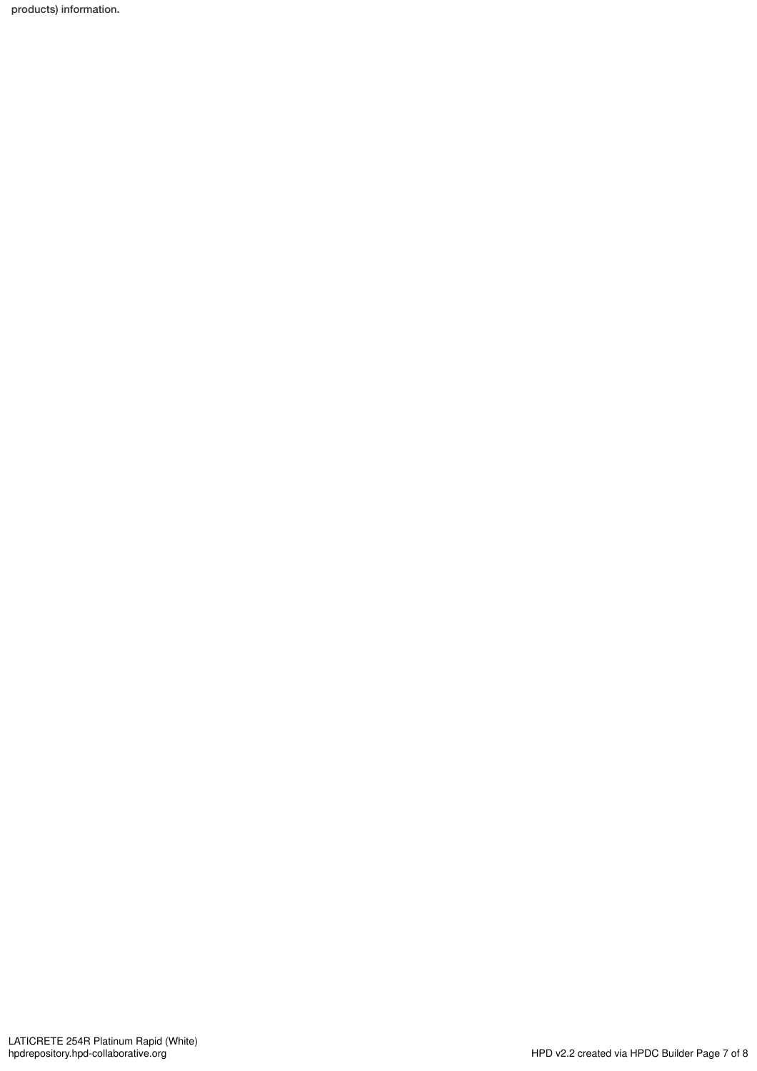products) information.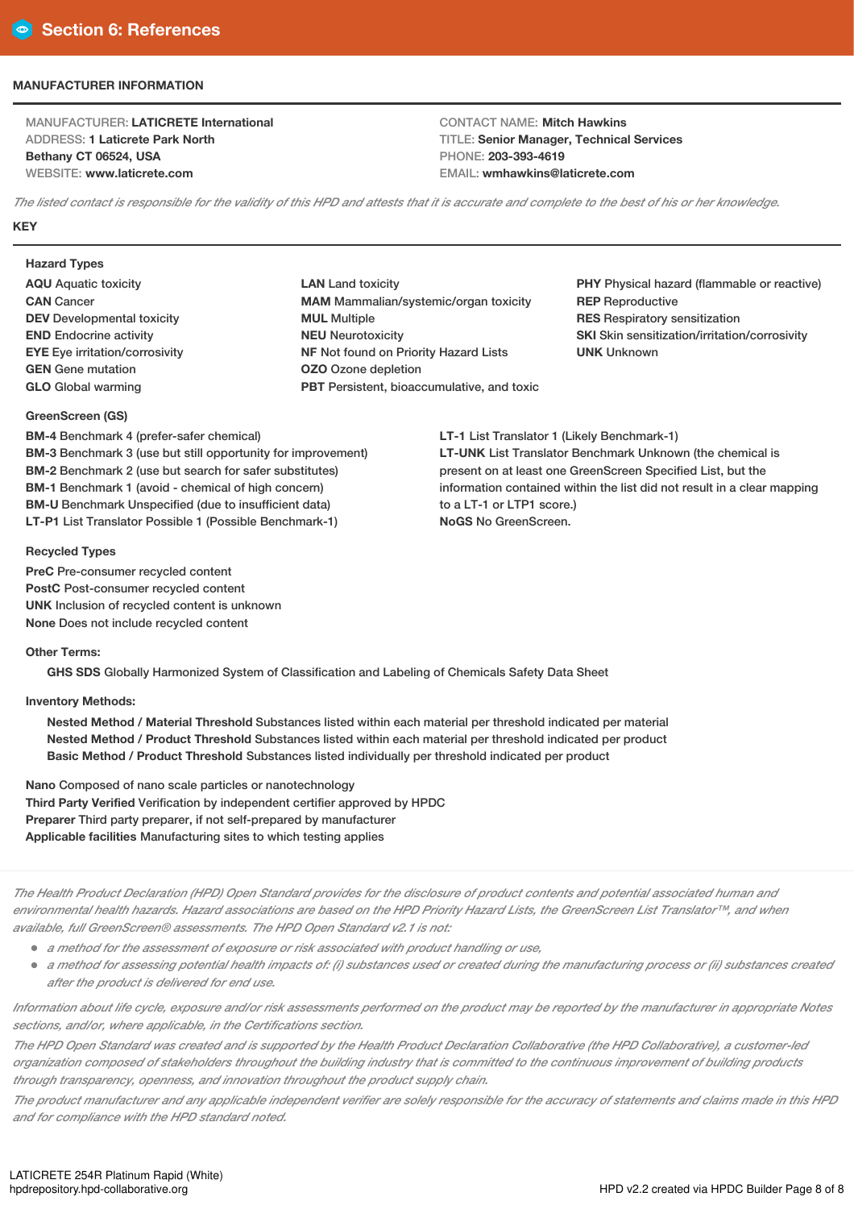# Section 6: References

## MANUFACTURER INFORMATION

MANUFACTURER: **LATICRETE International**
ADDRESS: **1 Laticrete Park North**
**Bethany CT 06524, USA**
WEBSITE: **www.laticrete.com**

CONTACT NAME: **Mitch Hawkins**
TITLE: **Senior Manager, Technical Services**
PHONE: **203-393-4619**
EMAIL: **wmhawkins@laticrete.com**

*The listed contact is responsible for the validity of this HPD and attests that it is accurate and complete to the best of his or her knowledge.*

## KEY

### Hazard Types

**AQU** Aquatic toxicity
**CAN** Cancer
**DEV** Developmental toxicity
**END** Endocrine activity
**EYE** Eye irritation/corrosivity
**GEN** Gene mutation
**GLO** Global warming
**LAN** Land toxicity
**MAM** Mammalian/systemic/organ toxicity
**MUL** Multiple
**NEU** Neurotoxicity
**NF** Not found on Priority Hazard Lists
**OZO** Ozone depletion
**PBT** Persistent, bioaccumulative, and toxic
**PHY** Physical hazard (flammable or reactive)
**REP** Reproductive
**RES** Respiratory sensitization
**SKI** Skin sensitization/irritation/corrosivity
**UNK** Unknown

### GreenScreen (GS)

**BM-4** Benchmark 4 (prefer-safer chemical)
**BM-3** Benchmark 3 (use but still opportunity for improvement)
**BM-2** Benchmark 2 (use but search for safer substitutes)
**BM-1** Benchmark 1 (avoid - chemical of high concern)
**BM-U** Benchmark Unspecified (due to insufficient data)
**LT-P1** List Translator Possible 1 (Possible Benchmark-1)
**LT-1** List Translator 1 (Likely Benchmark-1)
**LT-UNK** List Translator Benchmark Unknown (the chemical is present on at least one GreenScreen Specified List, but the information contained within the list did not result in a clear mapping to a LT-1 or LTP1 score.)
**NoGS** No GreenScreen.

### Recycled Types

**PreC** Pre-consumer recycled content
**PostC** Post-consumer recycled content
**UNK** Inclusion of recycled content is unknown
**None** Does not include recycled content

### Other Terms:

**GHS SDS** Globally Harmonized System of Classification and Labeling of Chemicals Safety Data Sheet

### Inventory Methods:

**Nested Method / Material Threshold** Substances listed within each material per threshold indicated per material
**Nested Method / Product Threshold** Substances listed within each material per threshold indicated per product
**Basic Method / Product Threshold** Substances listed individually per threshold indicated per product

**Nano** Composed of nano scale particles or nanotechnology
**Third Party Verified** Verification by independent certifier approved by HPDC
**Preparer** Third party preparer, if not self-prepared by manufacturer
**Applicable facilities** Manufacturing sites to which testing applies

*The Health Product Declaration (HPD) Open Standard provides for the disclosure of product contents and potential associated human and environmental health hazards. Hazard associations are based on the HPD Priority Hazard Lists, the GreenScreen List Translator™, and when available, full GreenScreen® assessments. The HPD Open Standard v2.1 is not:*

- *a method for the assessment of exposure or risk associated with product handling or use,*
- *a method for assessing potential health impacts of: (i) substances used or created during the manufacturing process or (ii) substances created after the product is delivered for end use.*

*Information about life cycle, exposure and/or risk assessments performed on the product may be reported by the manufacturer in appropriate Notes sections, and/or, where applicable, in the Certifications section.*

*The HPD Open Standard was created and is supported by the Health Product Declaration Collaborative (the HPD Collaborative), a customer-led organization composed of stakeholders throughout the building industry that is committed to the continuous improvement of building products through transparency, openness, and innovation throughout the product supply chain.*

*The product manufacturer and any applicable independent verifier are solely responsible for the accuracy of statements and claims made in this HPD and for compliance with the HPD standard noted.*